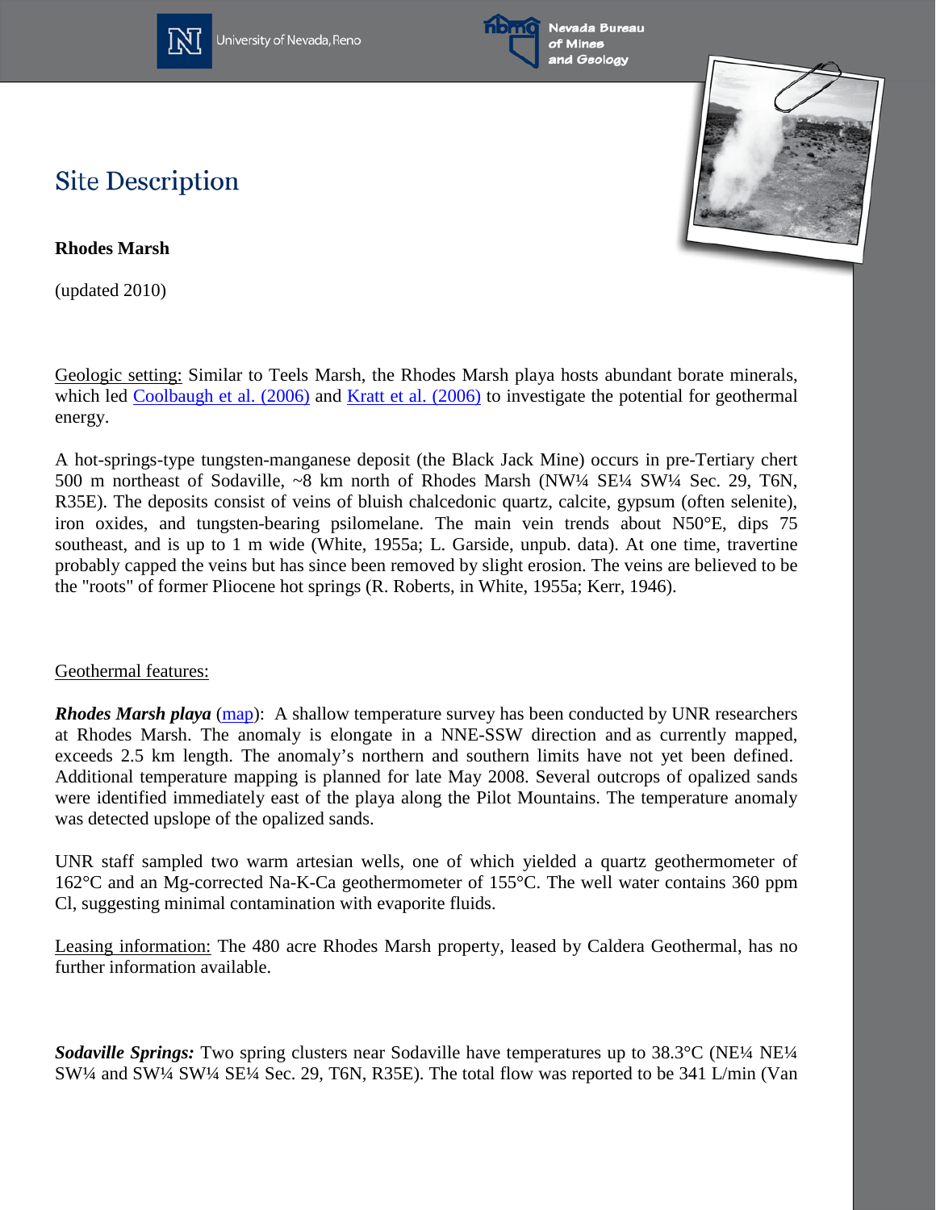# Site Description

**Rhodes Marsh**

(updated 2010)

Geologic setting: Similar to Teels Marsh, the Rhodes Marsh playa hosts abundant borate minerals, which led Coolbaugh et al. (2006) and Kratt et al. (2006) to investigate the potential for geothermal energy.

A hot-springs-type tungsten-manganese deposit (the Black Jack Mine) occurs in pre-Tertiary chert 500 m northeast of Sodaville, ~8 km north of Rhodes Marsh (NW¼ SE¼ SW¼ Sec. 29, T6N, R35E). The deposits consist of veins of bluish chalcedonic quartz, calcite, gypsum (often selenite), iron oxides, and tungsten-bearing psilomelane. The main vein trends about N50°E, dips 75 southeast, and is up to 1 m wide (White, 1955a; L. Garside, unpub. data). At one time, travertine probably capped the veins but has since been removed by slight erosion. The veins are believed to be the "roots" of former Pliocene hot springs (R. Roberts, in White, 1955a; Kerr, 1946).

Geothermal features:

***Rhodes Marsh playa*** (map): A shallow temperature survey has been conducted by UNR researchers at Rhodes Marsh. The anomaly is elongate in a NNE-SSW direction and as currently mapped, exceeds 2.5 km length. The anomaly's northern and southern limits have not yet been defined. Additional temperature mapping is planned for late May 2008. Several outcrops of opalized sands were identified immediately east of the playa along the Pilot Mountains. The temperature anomaly was detected upslope of the opalized sands.

UNR staff sampled two warm artesian wells, one of which yielded a quartz geothermometer of 162°C and an Mg-corrected Na-K-Ca geothermometer of 155°C. The well water contains 360 ppm Cl, suggesting minimal contamination with evaporite fluids.

Leasing information: The 480 acre Rhodes Marsh property, leased by Caldera Geothermal, has no further information available.

***Sodaville Springs:*** Two spring clusters near Sodaville have temperatures up to 38.3°C (NE¼ NE¼ SW¼ and SW¼ SW¼ SE¼ Sec. 29, T6N, R35E). The total flow was reported to be 341 L/min (Van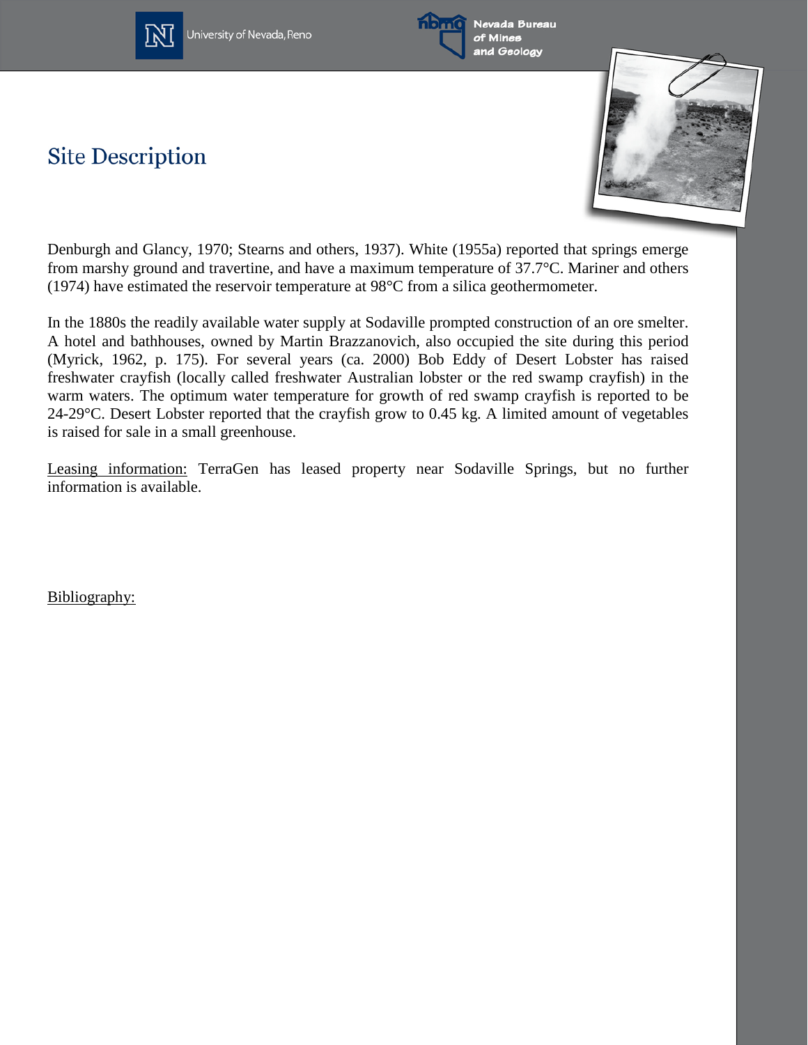## Site Description

Denburgh and Glancy, 1970; Stearns and others, 1937). White (1955a) reported that springs emerge from marshy ground and travertine, and have a maximum temperature of 37.7°C. Mariner and others (1974) have estimated the reservoir temperature at 98°C from a silica geothermometer.

In the 1880s the readily available water supply at Sodaville prompted construction of an ore smelter. A hotel and bathhouses, owned by Martin Brazzanovich, also occupied the site during this period (Myrick, 1962, p. 175). For several years (ca. 2000) Bob Eddy of Desert Lobster has raised freshwater crayfish (locally called freshwater Australian lobster or the red swamp crayfish) in the warm waters. The optimum water temperature for growth of red swamp crayfish is reported to be 24-29°C. Desert Lobster reported that the crayfish grow to 0.45 kg. A limited amount of vegetables is raised for sale in a small greenhouse.

Leasing information: TerraGen has leased property near Sodaville Springs, but no further information is available.

Bibliography: